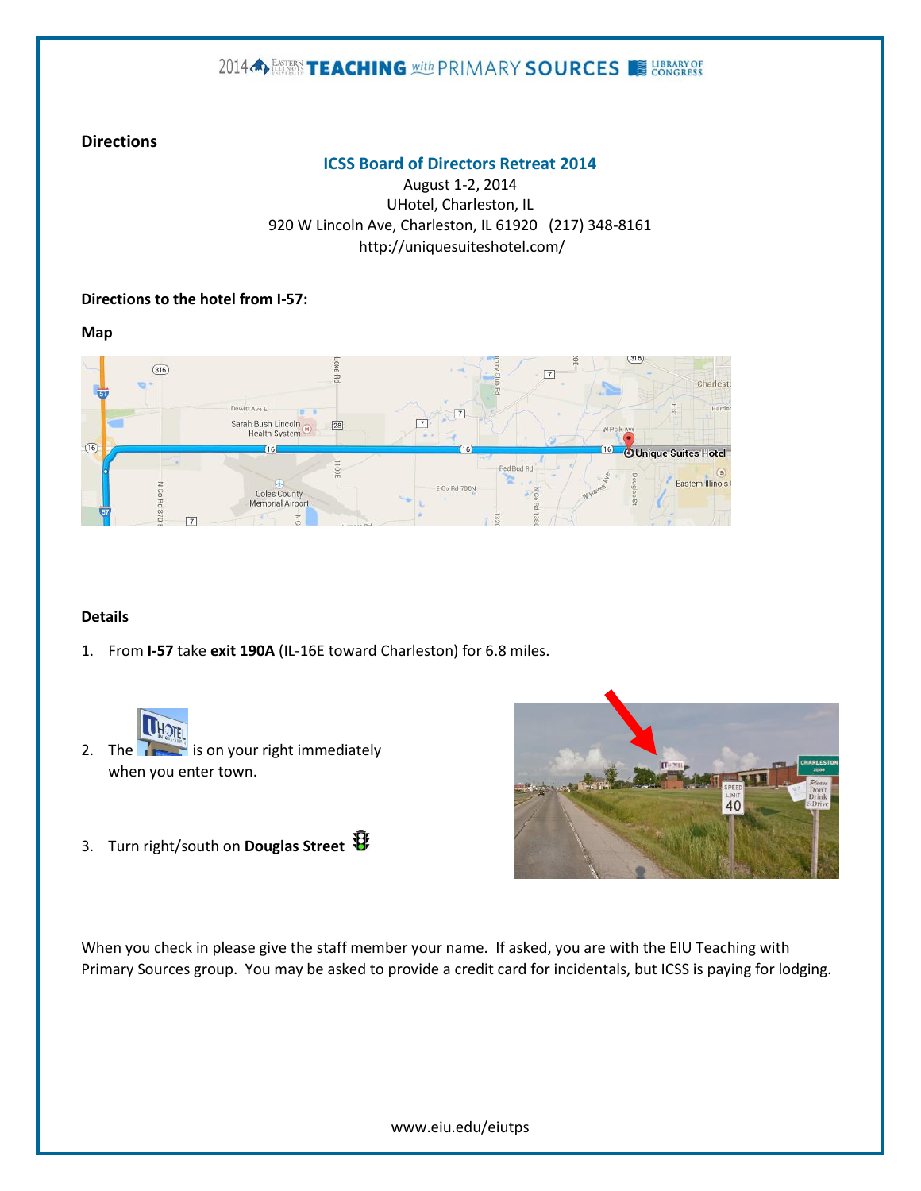2014 EASTERN ILLINOIS UNIVERSITY TEACHING with PRIMARY SOURCES LIBRARY OF CONGRESS

**Directions**

## ICSS Board of Directors Retreat 2014

August 1-2, 2014
UHotel, Charleston, IL
920 W Lincoln Ave, Charleston, IL 61920 (217) 348-8161
http://uniquesuiteshotel.com/

**Directions to the hotel from I-57:**

**Map**

**Details**

1. From **I-57** take **exit 190A** (IL-16E toward Charleston) for 6.8 miles.
2. The UHotel is on your right immediately when you enter town.
3. Turn right/south on **Douglas Street**

When you check in please give the staff member your name. If asked, you are with the EIU Teaching with Primary Sources group. You may be asked to provide a credit card for incidentals, but ICSS is paying for lodging.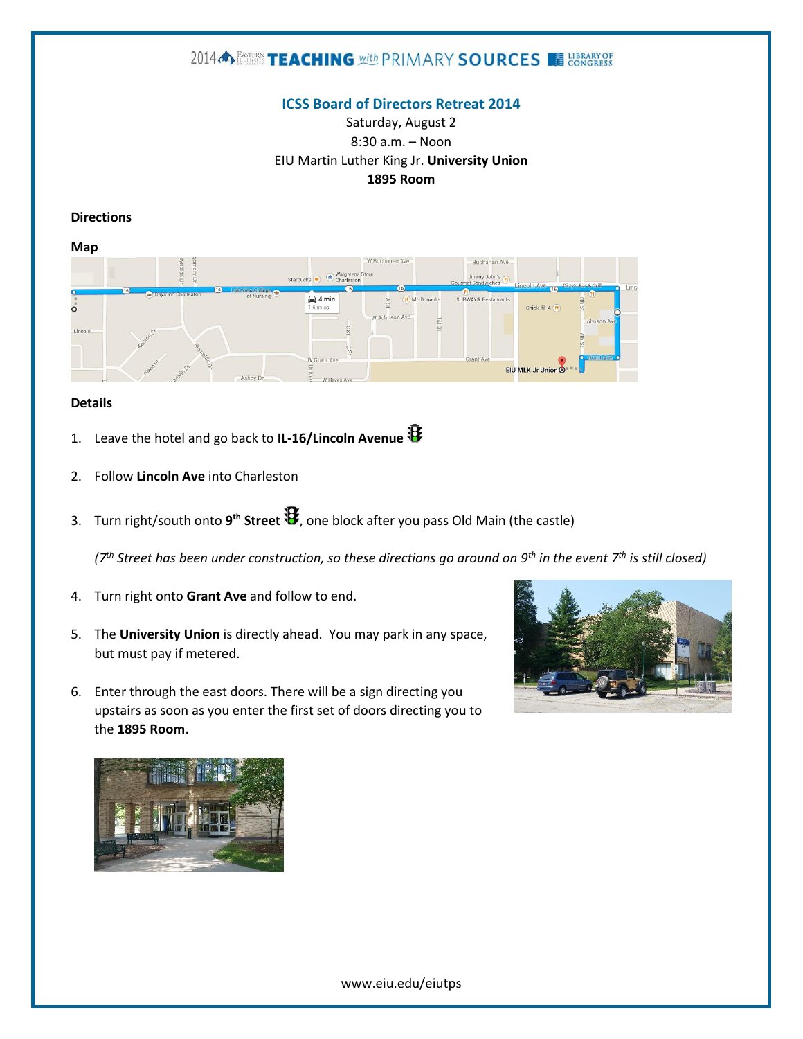2014 EASTERN ILLINOIS UNIVERSITY **TEACHING** *with* PRIMARY **SOURCES** LIBRARY OF CONGRESS

## ICSS Board of Directors Retreat 2014

Saturday, August 2
8:30 a.m. – Noon
EIU Martin Luther King Jr. **University Union**
**1895 Room**

**Directions**

**Map**

**Details**

1. Leave the hotel and go back to **IL-16/Lincoln Avenue**
2. Follow **Lincoln Ave** into Charleston
3. Turn right/south onto **9th Street**, one block after you pass Old Main (the castle)

   *(7th Street has been under construction, so these directions go around on 9th in the event 7th is still closed)*

4. Turn right onto **Grant Ave** and follow to end.
5. The **University Union** is directly ahead. You may park in any space, but must pay if metered.
6. Enter through the east doors. There will be a sign directing you upstairs as soon as you enter the first set of doors directing you to the **1895 Room**.

www.eiu.edu/eiutps